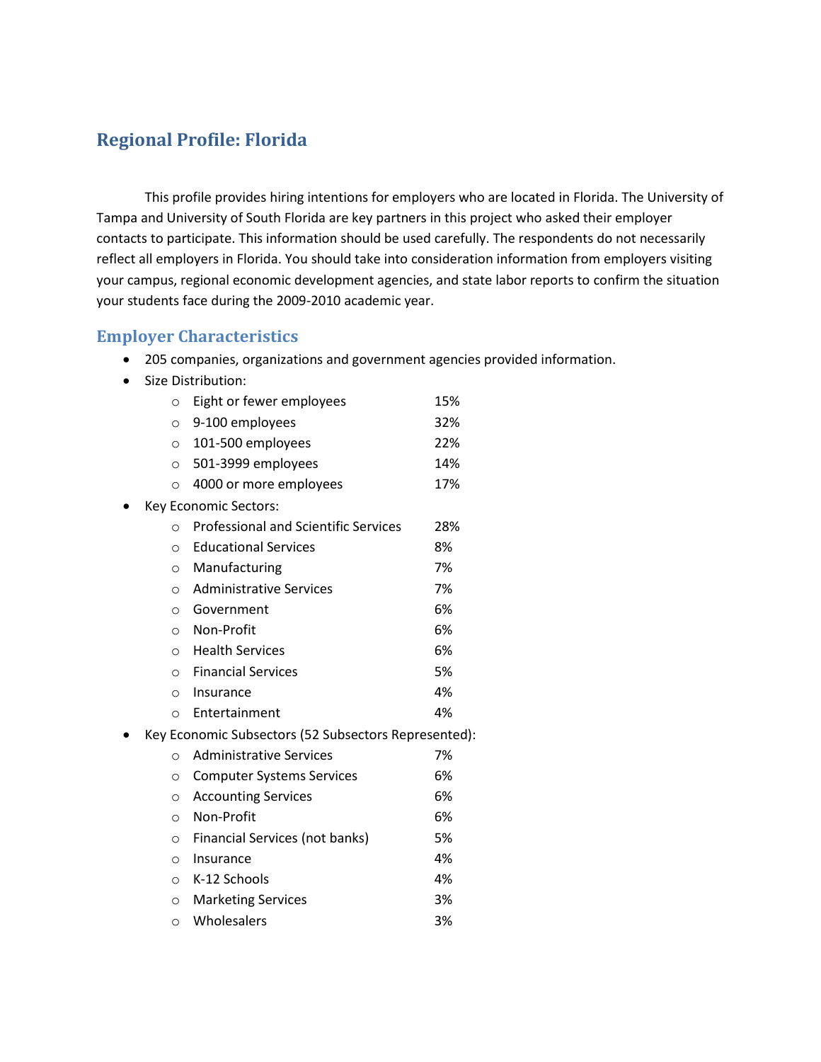## Regional Profile: Florida

This profile provides hiring intentions for employers who are located in Florida. The University of Tampa and University of South Florida are key partners in this project who asked their employer contacts to participate. This information should be used carefully. The respondents do not necessarily reflect all employers in Florida. You should take into consideration information from employers visiting your campus, regional economic development agencies, and state labor reports to confirm the situation your students face during the 2009-2010 academic year.

### Employer Characteristics

- 205 companies, organizations and government agencies provided information.
- Size Distribution:
  - Eight or fewer employees 15%
  - 9-100 employees 32%
  - 101-500 employees 22%
  - 501-3999 employees 14%
  - 4000 or more employees 17%
- Key Economic Sectors:
  - Professional and Scientific Services 28%
  - Educational Services 8%
  - Manufacturing 7%
  - Administrative Services 7%
  - Government 6%
  - Non-Profit 6%
  - Health Services 6%
  - Financial Services 5%
  - Insurance 4%
  - Entertainment 4%
- Key Economic Subsectors (52 Subsectors Represented):
  - Administrative Services 7%
  - Computer Systems Services 6%
  - Accounting Services 6%
  - Non-Profit 6%
  - Financial Services (not banks) 5%
  - Insurance 4%
  - K-12 Schools 4%
  - Marketing Services 3%
  - Wholesalers 3%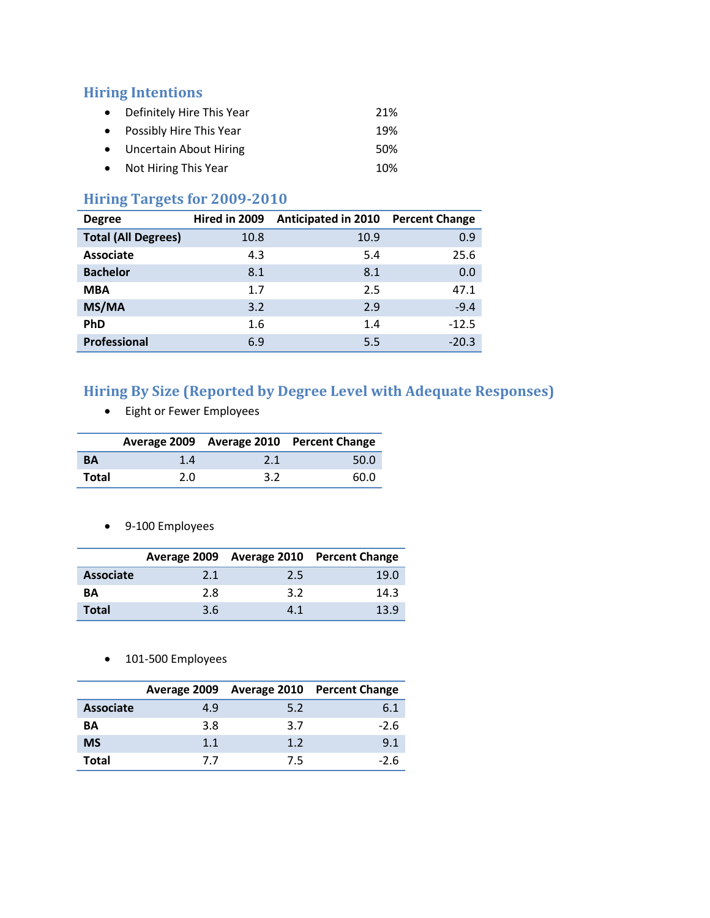## Hiring Intentions

- Definitely Hire This Year 21%
- Possibly Hire This Year 19%
- Uncertain About Hiring 50%
- Not Hiring This Year 10%

## Hiring Targets for 2009-2010

| Degree | Hired in 2009 | Anticipated in 2010 | Percent Change |
|---|---|---|---|
| **Total (All Degrees)** | 10.8 | 10.9 | 0.9 |
| **Associate** | 4.3 | 5.4 | 25.6 |
| **Bachelor** | 8.1 | 8.1 | 0.0 |
| **MBA** | 1.7 | 2.5 | 47.1 |
| **MS/MA** | 3.2 | 2.9 | -9.4 |
| **PhD** | 1.6 | 1.4 | -12.5 |
| **Professional** | 6.9 | 5.5 | -20.3 |

## Hiring By Size (Reported by Degree Level with Adequate Responses)

- Eight or Fewer Employees

| | Average 2009 | Average 2010 | Percent Change |
|---|---|---|---|
| **BA** | 1.4 | 2.1 | 50.0 |
| **Total** | 2.0 | 3.2 | 60.0 |

- 9-100 Employees

| | Average 2009 | Average 2010 | Percent Change |
|---|---|---|---|
| **Associate** | 2.1 | 2.5 | 19.0 |
| **BA** | 2.8 | 3.2 | 14.3 |
| **Total** | 3.6 | 4.1 | 13.9 |

- 101-500 Employees

| | Average 2009 | Average 2010 | Percent Change |
|---|---|---|---|
| **Associate** | 4.9 | 5.2 | 6.1 |
| **BA** | 3.8 | 3.7 | -2.6 |
| **MS** | 1.1 | 1.2 | 9.1 |
| **Total** | 7.7 | 7.5 | -2.6 |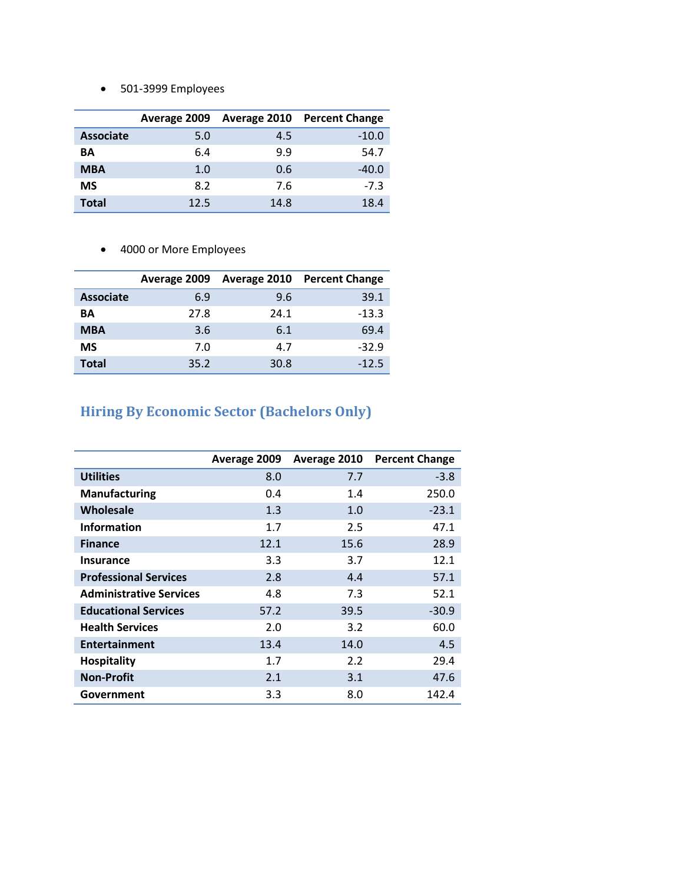- 501-3999 Employees

| | Average 2009 | Average 2010 | Percent Change |
|---|---|---|---|
| **Associate** | 5.0 | 4.5 | -10.0 |
| **BA** | 6.4 | 9.9 | 54.7 |
| **MBA** | 1.0 | 0.6 | -40.0 |
| **MS** | 8.2 | 7.6 | -7.3 |
| **Total** | 12.5 | 14.8 | 18.4 |

- 4000 or More Employees

| | Average 2009 | Average 2010 | Percent Change |
|---|---|---|---|
| **Associate** | 6.9 | 9.6 | 39.1 |
| **BA** | 27.8 | 24.1 | -13.3 |
| **MBA** | 3.6 | 6.1 | 69.4 |
| **MS** | 7.0 | 4.7 | -32.9 |
| **Total** | 35.2 | 30.8 | -12.5 |

## Hiring By Economic Sector (Bachelors Only)

| | Average 2009 | Average 2010 | Percent Change |
|---|---|---|---|
| **Utilities** | 8.0 | 7.7 | -3.8 |
| **Manufacturing** | 0.4 | 1.4 | 250.0 |
| **Wholesale** | 1.3 | 1.0 | -23.1 |
| **Information** | 1.7 | 2.5 | 47.1 |
| **Finance** | 12.1 | 15.6 | 28.9 |
| **Insurance** | 3.3 | 3.7 | 12.1 |
| **Professional Services** | 2.8 | 4.4 | 57.1 |
| **Administrative Services** | 4.8 | 7.3 | 52.1 |
| **Educational Services** | 57.2 | 39.5 | -30.9 |
| **Health Services** | 2.0 | 3.2 | 60.0 |
| **Entertainment** | 13.4 | 14.0 | 4.5 |
| **Hospitality** | 1.7 | 2.2 | 29.4 |
| **Non-Profit** | 2.1 | 3.1 | 47.6 |
| **Government** | 3.3 | 8.0 | 142.4 |